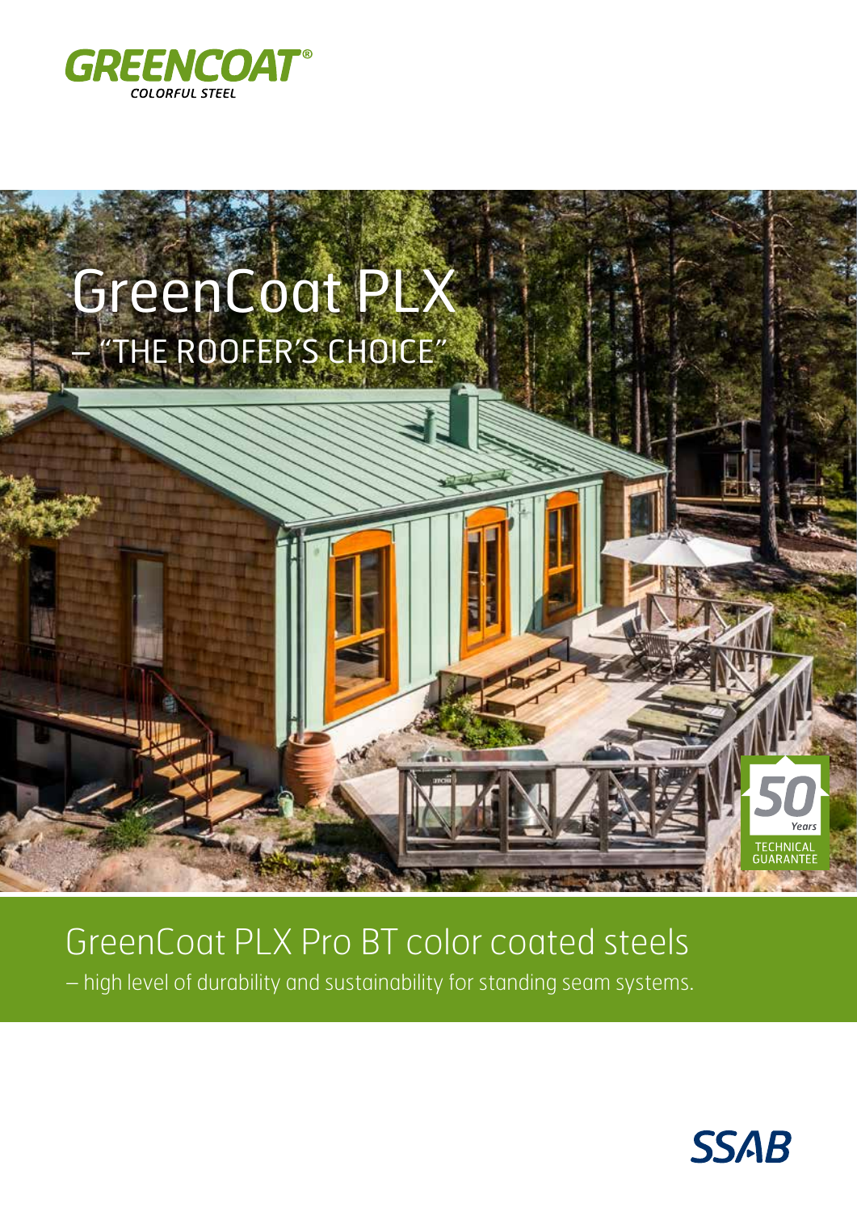GREENCOAT®
COLORFUL STEEL

# GreenCoat PLX
## – "THE ROOFER'S CHOICE"

50 Years
TECHNICAL GUARANTEE

## GreenCoat PLX Pro BT color coated steels

– high level of durability and sustainability for standing seam systems.

SSAB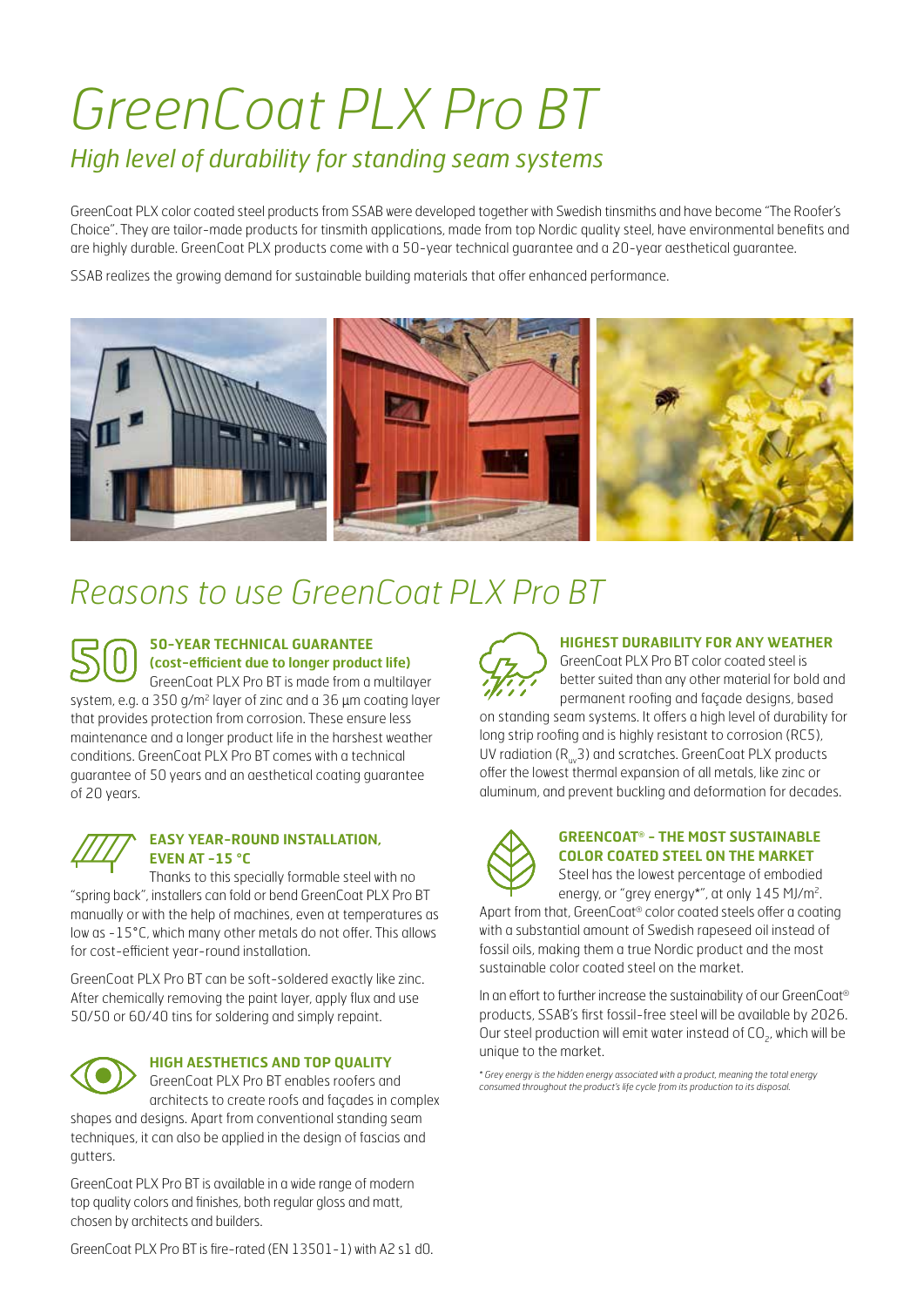# GreenCoat PLX Pro BT

## *High level of durability for standing seam systems*

GreenCoat PLX color coated steel products from SSAB were developed together with Swedish tinsmiths and have become "The Roofer's Choice". They are tailor-made products for tinsmith applications, made from top Nordic quality steel, have environmental benefits and are highly durable. GreenCoat PLX products come with a 50-year technical guarantee and a 20-year aesthetical guarantee.

SSAB realizes the growing demand for sustainable building materials that offer enhanced performance.

## *Reasons to use GreenCoat PLX Pro BT*

### 50-YEAR TECHNICAL GUARANTEE (cost-efficient due to longer product life)

GreenCoat PLX Pro BT is made from a multilayer system, e.g. a 350 g/m² layer of zinc and a 36 µm coating layer that provides protection from corrosion. These ensure less maintenance and a longer product life in the harshest weather conditions. GreenCoat PLX Pro BT comes with a technical guarantee of 50 years and an aesthetical coating guarantee of 20 years.

### EASY YEAR-ROUND INSTALLATION, EVEN AT -15 °C

Thanks to this specially formable steel with no "spring back", installers can fold or bend GreenCoat PLX Pro BT manually or with the help of machines, even at temperatures as low as -15°C, which many other metals do not offer. This allows for cost-efficient year-round installation.

GreenCoat PLX Pro BT can be soft-soldered exactly like zinc. After chemically removing the paint layer, apply flux and use 50/50 or 60/40 tins for soldering and simply repaint.

### HIGH AESTHETICS AND TOP QUALITY

GreenCoat PLX Pro BT enables roofers and architects to create roofs and façades in complex shapes and designs. Apart from conventional standing seam techniques, it can also be applied in the design of fascias and gutters.

GreenCoat PLX Pro BT is available in a wide range of modern top quality colors and finishes, both regular gloss and matt, chosen by architects and builders.

GreenCoat PLX Pro BT is fire-rated (EN 13501-1) with A2 s1 d0.

### HIGHEST DURABILITY FOR ANY WEATHER

GreenCoat PLX Pro BT color coated steel is better suited than any other material for bold and permanent roofing and façade designs, based on standing seam systems. It offers a high level of durability for long strip roofing and is highly resistant to corrosion (RC5), UV radiation ($R_{uv}3$) and scratches. GreenCoat PLX products offer the lowest thermal expansion of all metals, like zinc or aluminum, and prevent buckling and deformation for decades.

### GREENCOAT® – THE MOST SUSTAINABLE COLOR COATED STEEL ON THE MARKET

Steel has the lowest percentage of embodied energy, or "grey energy*", at only 145 MJ/m². Apart from that, GreenCoat® color coated steels offer a coating with a substantial amount of Swedish rapeseed oil instead of fossil oils, making them a true Nordic product and the most sustainable color coated steel on the market.

In an effort to further increase the sustainability of our GreenCoat® products, SSAB's first fossil-free steel will be available by 2026. Our steel production will emit water instead of $CO_2$, which will be unique to the market.

*\* Grey energy is the hidden energy associated with a product, meaning the total energy consumed throughout the product's life cycle from its production to its disposal.*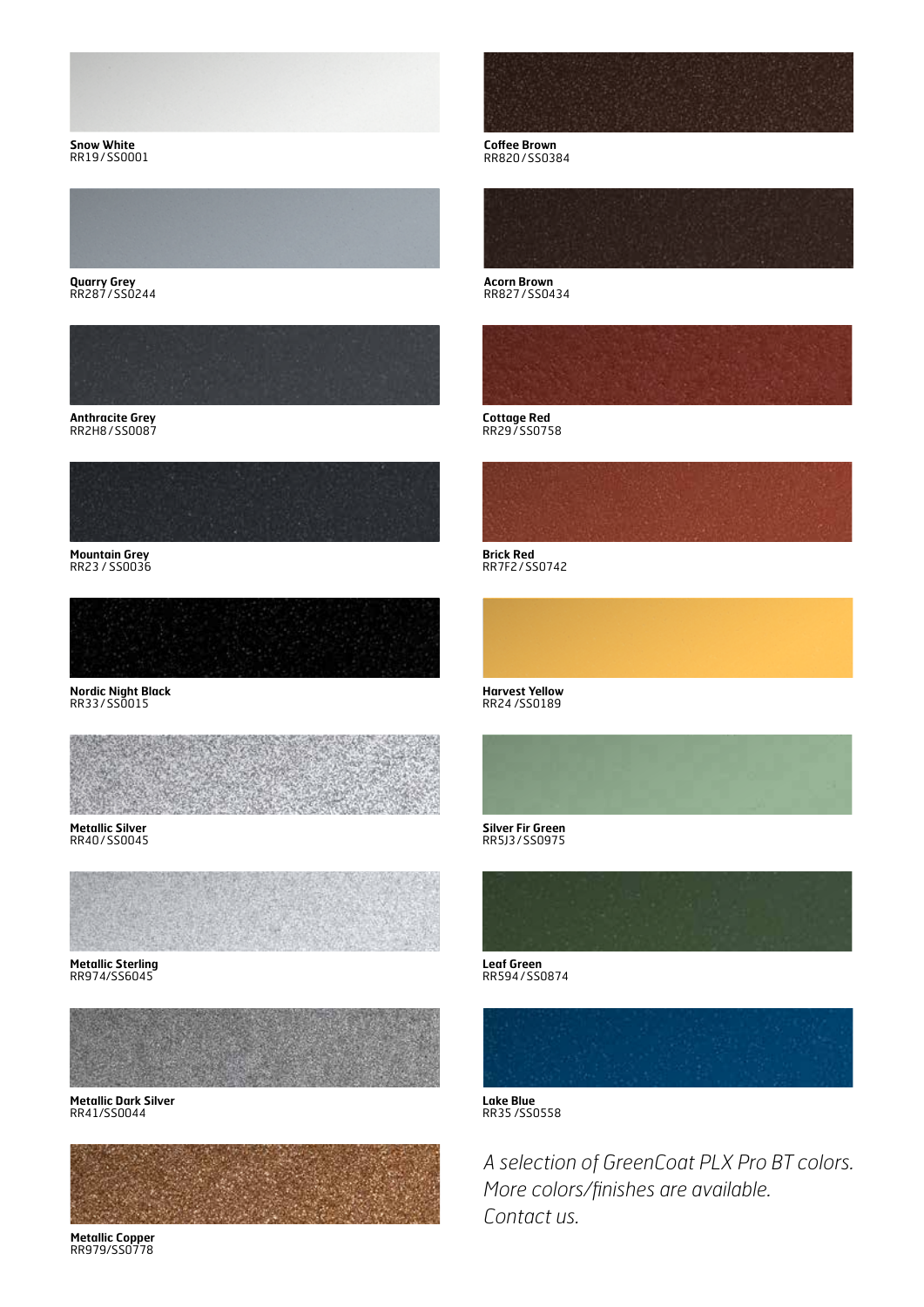**Snow White**
RR19 / SS0001

**Quarry Grey**
RR287 / SS0244

**Anthracite Grey**
RR2H8 / SS0087

**Mountain Grey**
RR23 / SS0036

**Nordic Night Black**
RR33 / SS0015

**Metallic Silver**
RR40 / SS0045

**Metallic Sterling**
RR974/SS6045

**Metallic Dark Silver**
RR41/SS0044

**Metallic Copper**
RR979/SS0778

**Coffee Brown**
RR820 / SS0384

**Acorn Brown**
RR827 / SS0434

**Cottage Red**
RR29 / SS0758

**Brick Red**
RR7F2 / SS0742

**Harvest Yellow**
RR24 /SS0189

**Silver Fir Green**
RR5J3 / SS0975

**Leaf Green**
RR594 / SS0874

**Lake Blue**
RR35 /SS0558

*A selection of GreenCoat PLX Pro BT colors.*
*More colors/finishes are available.*
*Contact us.*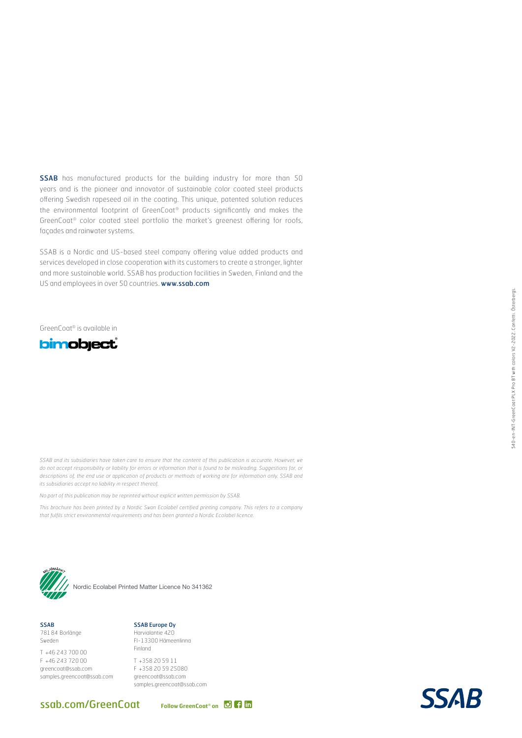**SSAB** has manufactured products for the building industry for more than 50 years and is the pioneer and innovator of sustainable color coated steel products offering Swedish rapeseed oil in the coating. This unique, patented solution reduces the environmental footprint of GreenCoat® products significantly and makes the GreenCoat® color coated steel portfolio the market's greenest offering for roofs, façades and rainwater systems.

SSAB is a Nordic and US-based steel company offering value added products and services developed in close cooperation with its customers to create a stronger, lighter and more sustainable world. SSAB has production facilities in Sweden, Finland and the US and employees in over 50 countries. **www.ssab.com**

GreenCoat® is available in

bimobject®

*SSAB and its subsidiaries have taken care to ensure that the content of this publication is accurate. However, we do not accept responsibility or liability for errors or information that is found to be misleading. Suggestions for, or descriptions of, the end use or application of products or methods of working are for information only. SSAB and its subsidiaries accept no liability in respect thereof.*

*No part of this publication may be reprinted without explicit written permission by SSAB.*

*This brochure has been printed by a Nordic Swan Ecolabel certified printing company. This refers to a company that fulfils strict environmental requirements and has been granted a Nordic Ecolabel licence.*

MILJÖMÄRKT

Nordic Ecolabel Printed Matter Licence No 341362

**SSAB**
781 84 Borlänge
Sweden

T +46 243 700 00
F +46 243 720 00
greencoat@ssab.com
samples.greencoat@ssab.com

**SSAB Europe Oy**
Harvialantie 420
FI-13300 Hämeenlinna
Finland

T +358 20 59 11
F +358 20 59 25080
greencoat@ssab.com
samples.greencoat@ssab.com

**ssab.com/GreenCoat**

**Follow GreenCoat® on**

SSAB

540-en-INT-GreenCoat PLX Pro BT with colors V2-2022. Confetti. Österbergs.